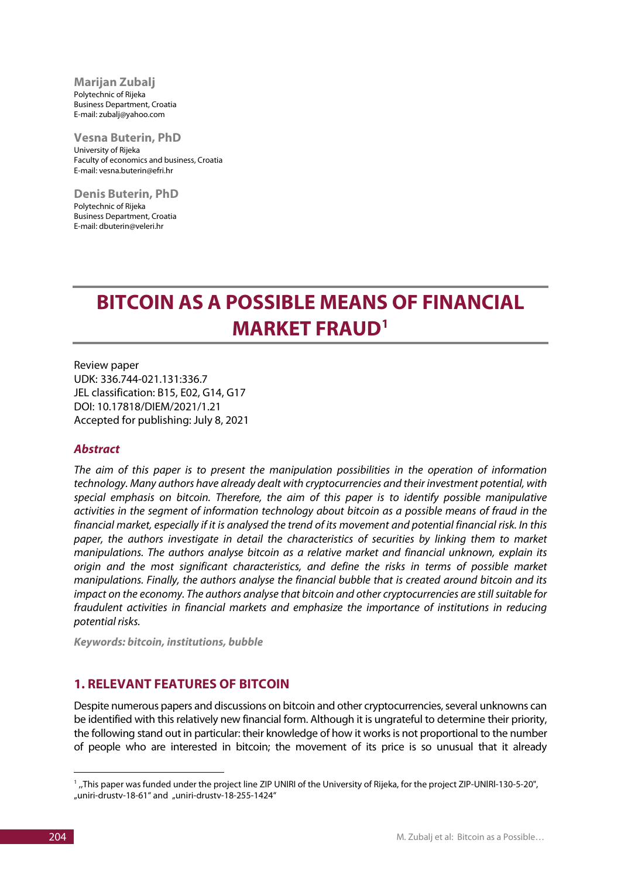**Marijan Zubalj**
Polytechnic of Rijeka
Business Department, Croatia
E-mail: zubalj@yahoo.com

**Vesna Buterin, PhD**
University of Rijeka
Faculty of economics and business, Croatia
E-mail: vesna.buterin@efri.hr

**Denis Buterin, PhD**
Polytechnic of Rijeka
Business Department, Croatia
E-mail: dbuterin@veleri.hr

# BITCOIN AS A POSSIBLE MEANS OF FINANCIAL MARKET FRAUD[1]

Review paper
UDK: 336.744-021.131:336.7
JEL classification: B15, E02, G14, G17
DOI: 10.17818/DIEM/2021/1.21
Accepted for publishing: July 8, 2021

### *Abstract*

*The aim of this paper is to present the manipulation possibilities in the operation of information technology. Many authors have already dealt with cryptocurrencies and their investment potential, with special emphasis on bitcoin. Therefore, the aim of this paper is to identify possible manipulative activities in the segment of information technology about bitcoin as a possible means of fraud in the financial market, especially if it is analysed the trend of its movement and potential financial risk. In this paper, the authors investigate in detail the characteristics of securities by linking them to market manipulations. The authors analyse bitcoin as a relative market and financial unknown, explain its origin and the most significant characteristics, and define the risks in terms of possible market manipulations. Finally, the authors analyse the financial bubble that is created around bitcoin and its impact on the economy. The authors analyse that bitcoin and other cryptocurrencies are still suitable for fraudulent activities in financial markets and emphasize the importance of institutions in reducing potential risks.*

***Keywords: bitcoin, institutions, bubble***

## 1. RELEVANT FEATURES OF BITCOIN

Despite numerous papers and discussions on bitcoin and other cryptocurrencies, several unknowns can be identified with this relatively new financial form. Although it is ungrateful to determine their priority, the following stand out in particular: their knowledge of how it works is not proportional to the number of people who are interested in bitcoin; the movement of its price is so unusual that it already

[1] „This paper was funded under the project line ZIP UNIRI of the University of Rijeka, for the project ZIP-UNIRI-130-5-20", „uniri-drustv-18-61" and „uniri-drustv-18-255-1424"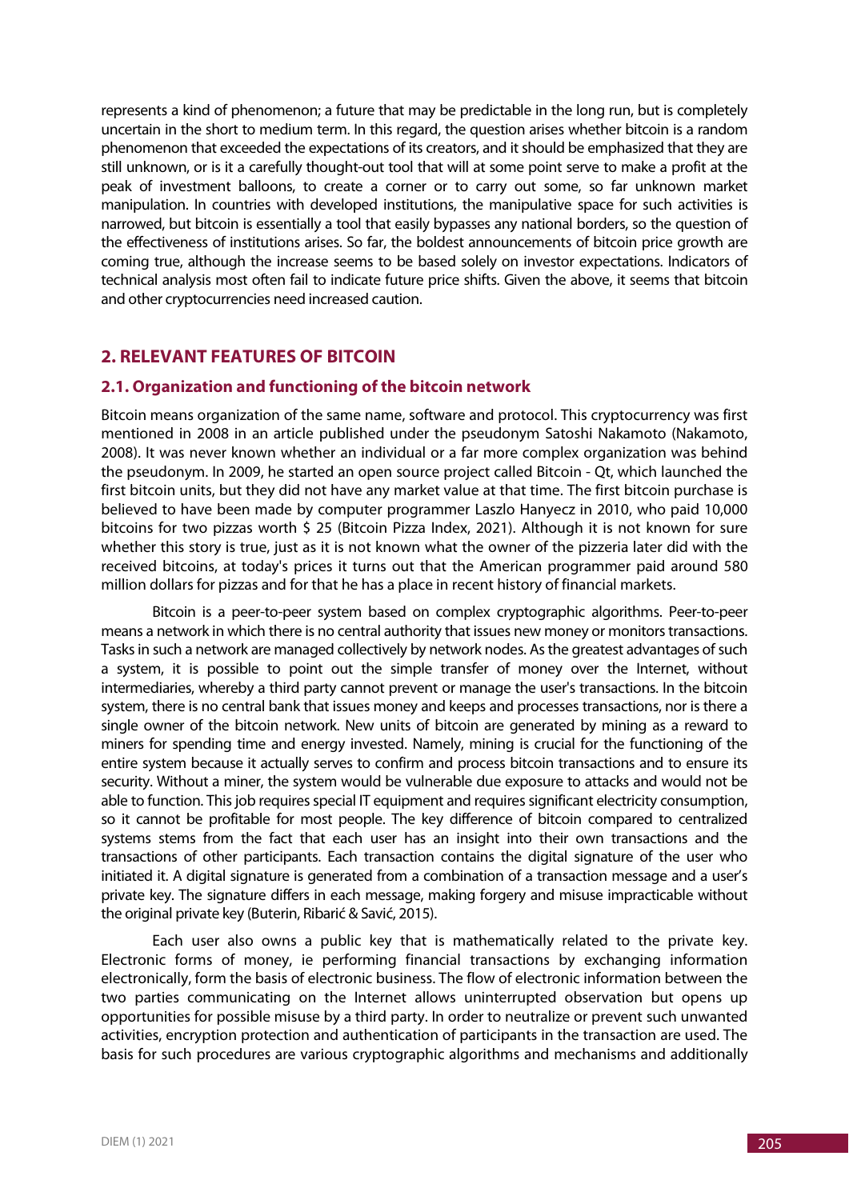represents a kind of phenomenon; a future that may be predictable in the long run, but is completely uncertain in the short to medium term. In this regard, the question arises whether bitcoin is a random phenomenon that exceeded the expectations of its creators, and it should be emphasized that they are still unknown, or is it a carefully thought-out tool that will at some point serve to make a profit at the peak of investment balloons, to create a corner or to carry out some, so far unknown market manipulation. In countries with developed institutions, the manipulative space for such activities is narrowed, but bitcoin is essentially a tool that easily bypasses any national borders, so the question of the effectiveness of institutions arises. So far, the boldest announcements of bitcoin price growth are coming true, although the increase seems to be based solely on investor expectations. Indicators of technical analysis most often fail to indicate future price shifts. Given the above, it seems that bitcoin and other cryptocurrencies need increased caution.

## 2. RELEVANT FEATURES OF BITCOIN

### 2.1. Organization and functioning of the bitcoin network

Bitcoin means organization of the same name, software and protocol. This cryptocurrency was first mentioned in 2008 in an article published under the pseudonym Satoshi Nakamoto (Nakamoto, 2008). It was never known whether an individual or a far more complex organization was behind the pseudonym. In 2009, he started an open source project called Bitcoin - Qt, which launched the first bitcoin units, but they did not have any market value at that time. The first bitcoin purchase is believed to have been made by computer programmer Laszlo Hanyecz in 2010, who paid 10,000 bitcoins for two pizzas worth $ 25 (Bitcoin Pizza Index, 2021). Although it is not known for sure whether this story is true, just as it is not known what the owner of the pizzeria later did with the received bitcoins, at today's prices it turns out that the American programmer paid around 580 million dollars for pizzas and for that he has a place in recent history of financial markets.

Bitcoin is a peer-to-peer system based on complex cryptographic algorithms. Peer-to-peer means a network in which there is no central authority that issues new money or monitors transactions. Tasks in such a network are managed collectively by network nodes. As the greatest advantages of such a system, it is possible to point out the simple transfer of money over the Internet, without intermediaries, whereby a third party cannot prevent or manage the user's transactions. In the bitcoin system, there is no central bank that issues money and keeps and processes transactions, nor is there a single owner of the bitcoin network. New units of bitcoin are generated by mining as a reward to miners for spending time and energy invested. Namely, mining is crucial for the functioning of the entire system because it actually serves to confirm and process bitcoin transactions and to ensure its security. Without a miner, the system would be vulnerable due exposure to attacks and would not be able to function. This job requires special IT equipment and requires significant electricity consumption, so it cannot be profitable for most people. The key difference of bitcoin compared to centralized systems stems from the fact that each user has an insight into their own transactions and the transactions of other participants. Each transaction contains the digital signature of the user who initiated it. A digital signature is generated from a combination of a transaction message and a user's private key. The signature differs in each message, making forgery and misuse impracticable without the original private key (Buterin, Ribarić & Savić, 2015).

Each user also owns a public key that is mathematically related to the private key. Electronic forms of money, ie performing financial transactions by exchanging information electronically, form the basis of electronic business. The flow of electronic information between the two parties communicating on the Internet allows uninterrupted observation but opens up opportunities for possible misuse by a third party. In order to neutralize or prevent such unwanted activities, encryption protection and authentication of participants in the transaction are used. The basis for such procedures are various cryptographic algorithms and mechanisms and additionally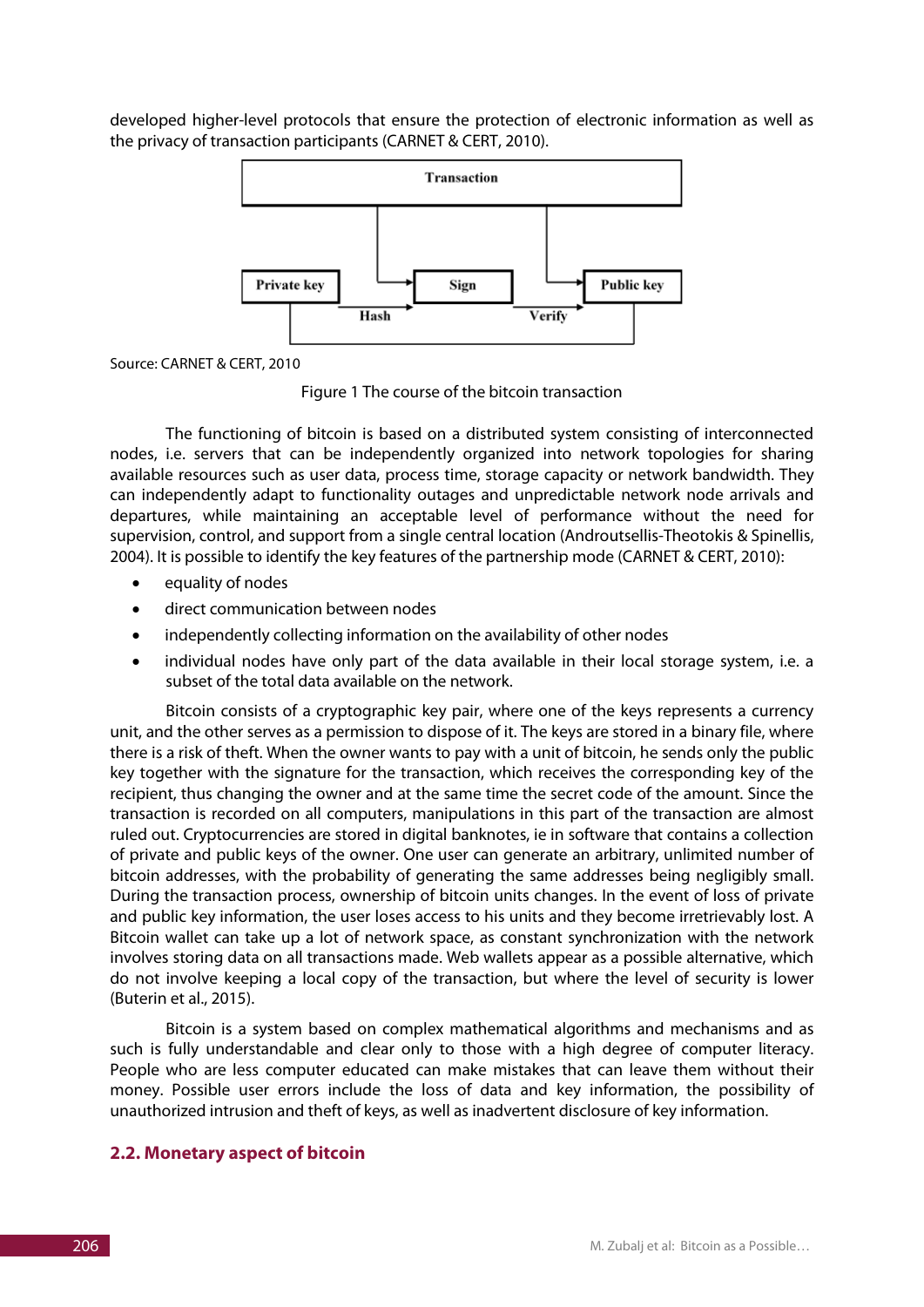developed higher-level protocols that ensure the protection of electronic information as well as the privacy of transaction participants (CARNET & CERT, 2010).

Source: CARNET & CERT, 2010

Figure 1 The course of the bitcoin transaction

The functioning of bitcoin is based on a distributed system consisting of interconnected nodes, i.e. servers that can be independently organized into network topologies for sharing available resources such as user data, process time, storage capacity or network bandwidth. They can independently adapt to functionality outages and unpredictable network node arrivals and departures, while maintaining an acceptable level of performance without the need for supervision, control, and support from a single central location (Androutsellis-Theotokis & Spinellis, 2004). It is possible to identify the key features of the partnership mode (CARNET & CERT, 2010):

- equality of nodes
- direct communication between nodes
- independently collecting information on the availability of other nodes
- individual nodes have only part of the data available in their local storage system, i.e. a subset of the total data available on the network.

Bitcoin consists of a cryptographic key pair, where one of the keys represents a currency unit, and the other serves as a permission to dispose of it. The keys are stored in a binary file, where there is a risk of theft. When the owner wants to pay with a unit of bitcoin, he sends only the public key together with the signature for the transaction, which receives the corresponding key of the recipient, thus changing the owner and at the same time the secret code of the amount. Since the transaction is recorded on all computers, manipulations in this part of the transaction are almost ruled out. Cryptocurrencies are stored in digital banknotes, ie in software that contains a collection of private and public keys of the owner. One user can generate an arbitrary, unlimited number of bitcoin addresses, with the probability of generating the same addresses being negligibly small. During the transaction process, ownership of bitcoin units changes. In the event of loss of private and public key information, the user loses access to his units and they become irretrievably lost. A Bitcoin wallet can take up a lot of network space, as constant synchronization with the network involves storing data on all transactions made. Web wallets appear as a possible alternative, which do not involve keeping a local copy of the transaction, but where the level of security is lower (Buterin et al., 2015).

Bitcoin is a system based on complex mathematical algorithms and mechanisms and as such is fully understandable and clear only to those with a high degree of computer literacy. People who are less computer educated can make mistakes that can leave them without their money. Possible user errors include the loss of data and key information, the possibility of unauthorized intrusion and theft of keys, as well as inadvertent disclosure of key information.

## 2.2. Monetary aspect of bitcoin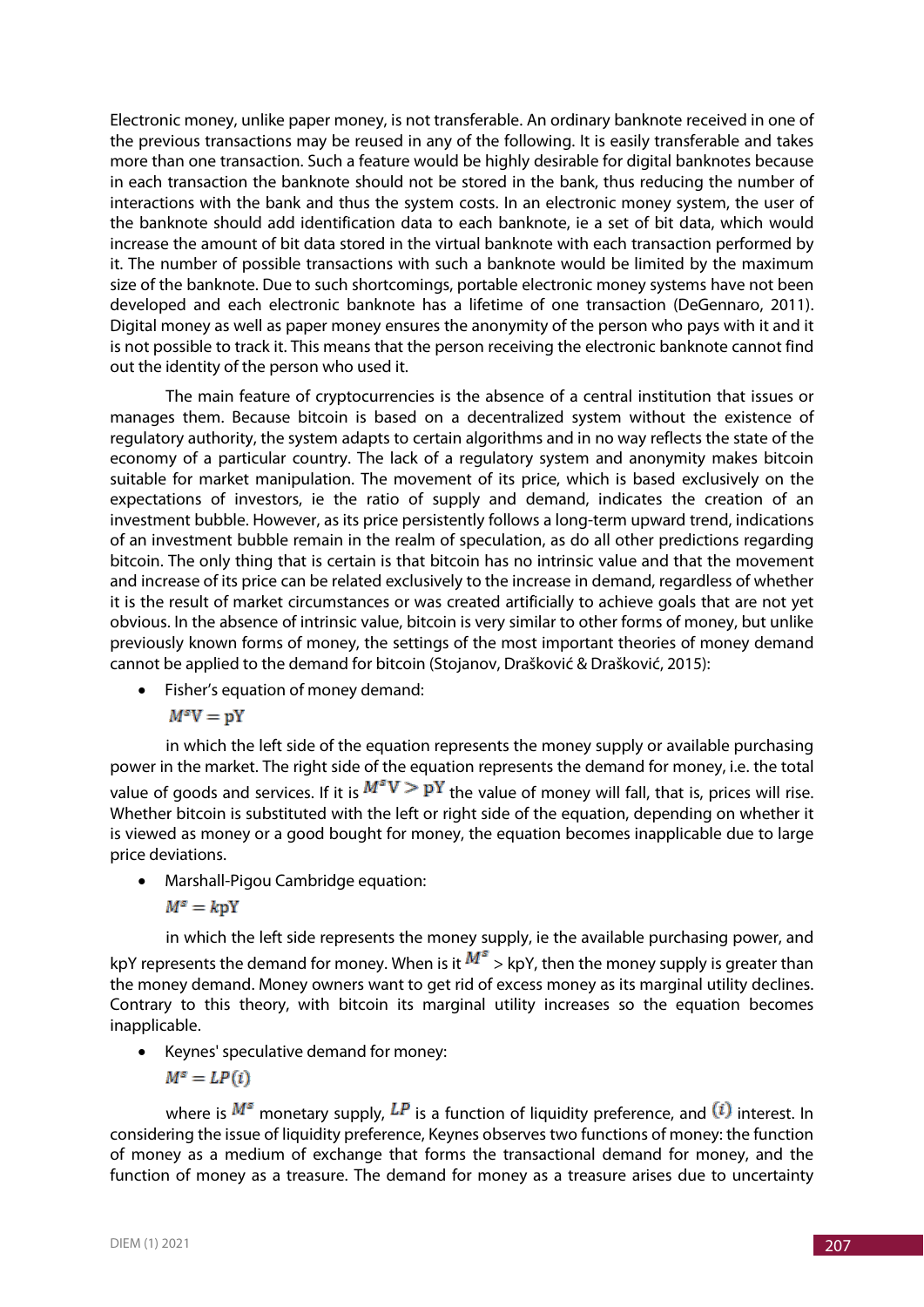Electronic money, unlike paper money, is not transferable. An ordinary banknote received in one of the previous transactions may be reused in any of the following. It is easily transferable and takes more than one transaction. Such a feature would be highly desirable for digital banknotes because in each transaction the banknote should not be stored in the bank, thus reducing the number of interactions with the bank and thus the system costs. In an electronic money system, the user of the banknote should add identification data to each banknote, ie a set of bit data, which would increase the amount of bit data stored in the virtual banknote with each transaction performed by it. The number of possible transactions with such a banknote would be limited by the maximum size of the banknote. Due to such shortcomings, portable electronic money systems have not been developed and each electronic banknote has a lifetime of one transaction (DeGennaro, 2011). Digital money as well as paper money ensures the anonymity of the person who pays with it and it is not possible to track it. This means that the person receiving the electronic banknote cannot find out the identity of the person who used it.

The main feature of cryptocurrencies is the absence of a central institution that issues or manages them. Because bitcoin is based on a decentralized system without the existence of regulatory authority, the system adapts to certain algorithms and in no way reflects the state of the economy of a particular country. The lack of a regulatory system and anonymity makes bitcoin suitable for market manipulation. The movement of its price, which is based exclusively on the expectations of investors, ie the ratio of supply and demand, indicates the creation of an investment bubble. However, as its price persistently follows a long-term upward trend, indications of an investment bubble remain in the realm of speculation, as do all other predictions regarding bitcoin. The only thing that is certain is that bitcoin has no intrinsic value and that the movement and increase of its price can be related exclusively to the increase in demand, regardless of whether it is the result of market circumstances or was created artificially to achieve goals that are not yet obvious. In the absence of intrinsic value, bitcoin is very similar to other forms of money, but unlike previously known forms of money, the settings of the most important theories of money demand cannot be applied to the demand for bitcoin (Stojanov, Drašković & Drašković, 2015):

- Fisher's equation of money demand:

  $M^s\mathrm{V} = \mathrm{pY}$

  in which the left side of the equation represents the money supply or available purchasing power in the market. The right side of the equation represents the demand for money, i.e. the total value of goods and services. If it is $M^s\mathrm{V} > \mathrm{pY}$ the value of money will fall, that is, prices will rise. Whether bitcoin is substituted with the left or right side of the equation, depending on whether it is viewed as money or a good bought for money, the equation becomes inapplicable due to large price deviations.

- Marshall-Pigou Cambridge equation:

  $M^s = k\mathrm{pY}$

  in which the left side represents the money supply, ie the available purchasing power, and kpY represents the demand for money. When is it $M^s$ > kpY, then the money supply is greater than the money demand. Money owners want to get rid of excess money as its marginal utility declines. Contrary to this theory, with bitcoin its marginal utility increases so the equation becomes inapplicable.

- Keynes' speculative demand for money:

  $M^s = LP(i)$

  where is $M^s$ monetary supply, $LP$ is a function of liquidity preference, and $(i)$ interest. In considering the issue of liquidity preference, Keynes observes two functions of money: the function of money as a medium of exchange that forms the transactional demand for money, and the function of money as a treasure. The demand for money as a treasure arises due to uncertainty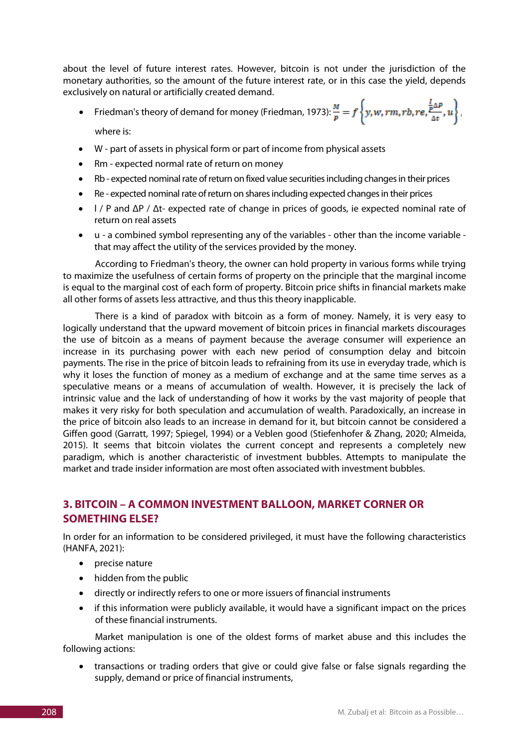about the level of future interest rates. However, bitcoin is not under the jurisdiction of the monetary authorities, so the amount of the future interest rate, or in this case the yield, depends exclusively on natural or artificially created demand.

- Friedman's theory of demand for money (Friedman, 1973): $\frac{M}{P} = f\left\{y, w, rm, rb, re, \frac{\frac{I}{P}\Delta P}{\Delta t}, u\right\}$,

  where is:

- W - part of assets in physical form or part of income from physical assets
- Rm - expected normal rate of return on money
- Rb - expected nominal rate of return on fixed value securities including changes in their prices
- Re - expected nominal rate of return on shares including expected changes in their prices
- I / P and ΔP / Δt- expected rate of change in prices of goods, ie expected nominal rate of return on real assets
- u - a combined symbol representing any of the variables - other than the income variable - that may affect the utility of the services provided by the money.

According to Friedman's theory, the owner can hold property in various forms while trying to maximize the usefulness of certain forms of property on the principle that the marginal income is equal to the marginal cost of each form of property. Bitcoin price shifts in financial markets make all other forms of assets less attractive, and thus this theory inapplicable.

There is a kind of paradox with bitcoin as a form of money. Namely, it is very easy to logically understand that the upward movement of bitcoin prices in financial markets discourages the use of bitcoin as a means of payment because the average consumer will experience an increase in its purchasing power with each new period of consumption delay and bitcoin payments. The rise in the price of bitcoin leads to refraining from its use in everyday trade, which is why it loses the function of money as a medium of exchange and at the same time serves as a speculative means or a means of accumulation of wealth. However, it is precisely the lack of intrinsic value and the lack of understanding of how it works by the vast majority of people that makes it very risky for both speculation and accumulation of wealth. Paradoxically, an increase in the price of bitcoin also leads to an increase in demand for it, but bitcoin cannot be considered a Giffen good (Garratt, 1997; Spiegel, 1994) or a Veblen good (Stiefenhofer & Zhang, 2020; Almeida, 2015). It seems that bitcoin violates the current concept and represents a completely new paradigm, which is another characteristic of investment bubbles. Attempts to manipulate the market and trade insider information are most often associated with investment bubbles.

## 3. BITCOIN – A COMMON INVESTMENT BALLOON, MARKET CORNER OR SOMETHING ELSE?

In order for an information to be considered privileged, it must have the following characteristics (HANFA, 2021):

- precise nature
- hidden from the public
- directly or indirectly refers to one or more issuers of financial instruments
- if this information were publicly available, it would have a significant impact on the prices of these financial instruments.

Market manipulation is one of the oldest forms of market abuse and this includes the following actions:

- transactions or trading orders that give or could give false or false signals regarding the supply, demand or price of financial instruments,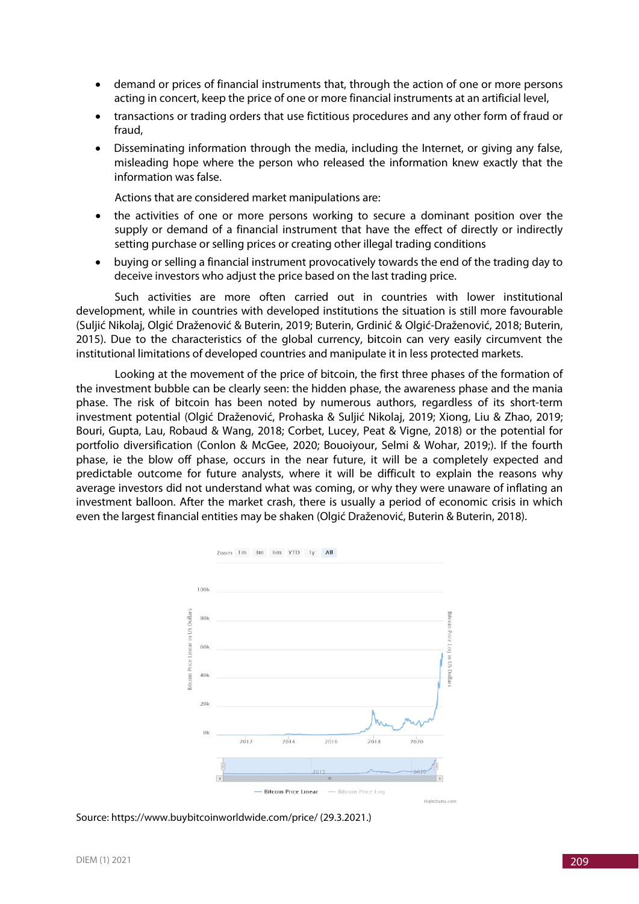- demand or prices of financial instruments that, through the action of one or more persons acting in concert, keep the price of one or more financial instruments at an artificial level,
- transactions or trading orders that use fictitious procedures and any other form of fraud or fraud,
- Disseminating information through the media, including the Internet, or giving any false, misleading hope where the person who released the information knew exactly that the information was false.

Actions that are considered market manipulations are:

- the activities of one or more persons working to secure a dominant position over the supply or demand of a financial instrument that have the effect of directly or indirectly setting purchase or selling prices or creating other illegal trading conditions
- buying or selling a financial instrument provocatively towards the end of the trading day to deceive investors who adjust the price based on the last trading price.

Such activities are more often carried out in countries with lower institutional development, while in countries with developed institutions the situation is still more favourable (Suljić Nikolaj, Olgić Draženović & Buterin, 2019; Buterin, Grdinić & Olgić-Draženović, 2018; Buterin, 2015). Due to the characteristics of the global currency, bitcoin can very easily circumvent the institutional limitations of developed countries and manipulate it in less protected markets.

Looking at the movement of the price of bitcoin, the first three phases of the formation of the investment bubble can be clearly seen: the hidden phase, the awareness phase and the mania phase. The risk of bitcoin has been noted by numerous authors, regardless of its short-term investment potential (Olgić Draženović, Prohaska & Suljić Nikolaj, 2019; Xiong, Liu & Zhao, 2019; Bouri, Gupta, Lau, Robaud & Wang, 2018; Corbet, Lucey, Peat & Vigne, 2018) or the potential for portfolio diversification (Conlon & McGee, 2020; Bouoiyour, Selmi & Wohar, 2019;). If the fourth phase, ie the blow off phase, occurs in the near future, it will be a completely expected and predictable outcome for future analysts, where it will be difficult to explain the reasons why average investors did not understand what was coming, or why they were unaware of inflating an investment balloon. After the market crash, there is usually a period of economic crisis in which even the largest financial entities may be shaken (Olgić Draženović, Buterin & Buterin, 2018).

Source: https://www.buybitcoinworldwide.com/price/ (29.3.2021.)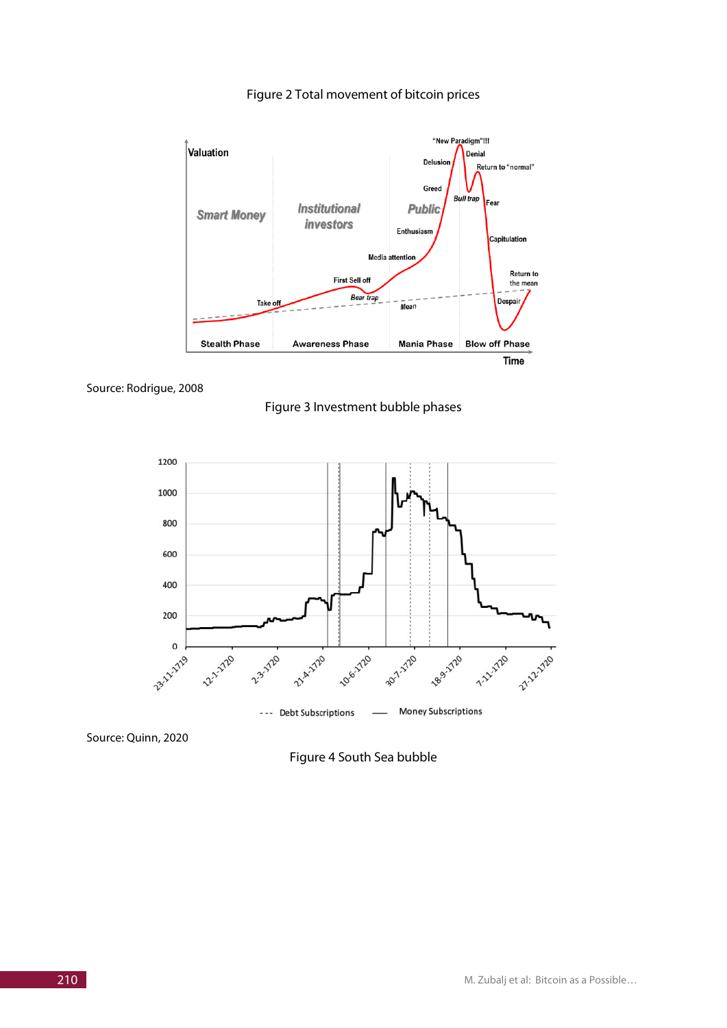Figure 2 Total movement of bitcoin prices

Source: Rodrigue, 2008

Figure 3 Investment bubble phases

Source: Quinn, 2020

Figure 4 South Sea bubble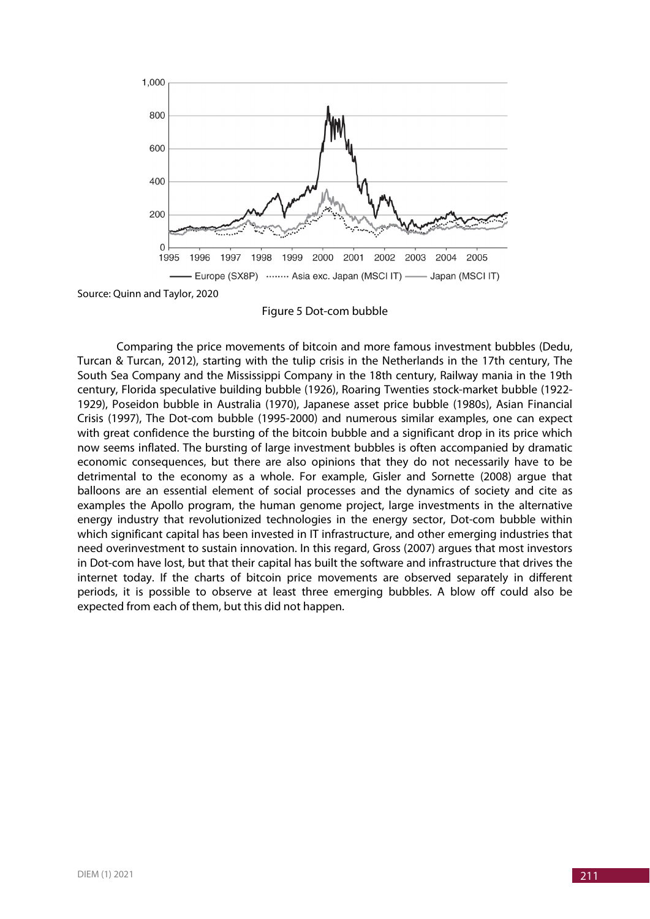Source: Quinn and Taylor, 2020

Figure 5 Dot-com bubble

Comparing the price movements of bitcoin and more famous investment bubbles (Dedu, Turcan & Turcan, 2012), starting with the tulip crisis in the Netherlands in the 17th century, The South Sea Company and the Mississippi Company in the 18th century, Railway mania in the 19th century, Florida speculative building bubble (1926), Roaring Twenties stock-market bubble (1922-1929), Poseidon bubble in Australia (1970), Japanese asset price bubble (1980s), Asian Financial Crisis (1997), The Dot-com bubble (1995-2000) and numerous similar examples, one can expect with great confidence the bursting of the bitcoin bubble and a significant drop in its price which now seems inflated. The bursting of large investment bubbles is often accompanied by dramatic economic consequences, but there are also opinions that they do not necessarily have to be detrimental to the economy as a whole. For example, Gisler and Sornette (2008) argue that balloons are an essential element of social processes and the dynamics of society and cite as examples the Apollo program, the human genome project, large investments in the alternative energy industry that revolutionized technologies in the energy sector, Dot-com bubble within which significant capital has been invested in IT infrastructure, and other emerging industries that need overinvestment to sustain innovation. In this regard, Gross (2007) argues that most investors in Dot-com have lost, but that their capital has built the software and infrastructure that drives the internet today. If the charts of bitcoin price movements are observed separately in different periods, it is possible to observe at least three emerging bubbles. A blow off could also be expected from each of them, but this did not happen.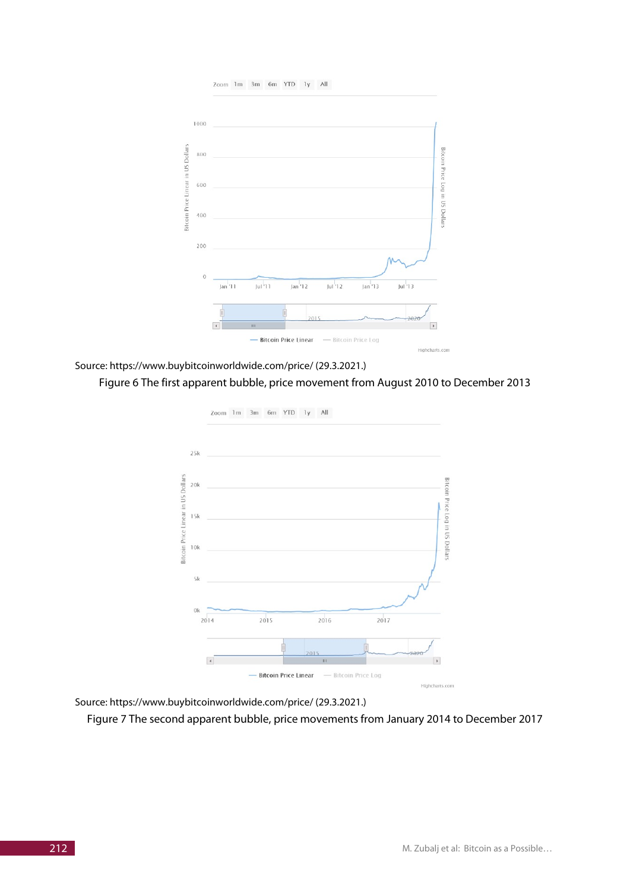Source: https://www.buybitcoinworldwide.com/price/ (29.3.2021.)

Figure 6 The first apparent bubble, price movement from August 2010 to December 2013

Source: https://www.buybitcoinworldwide.com/price/ (29.3.2021.)

Figure 7 The second apparent bubble, price movements from January 2014 to December 2017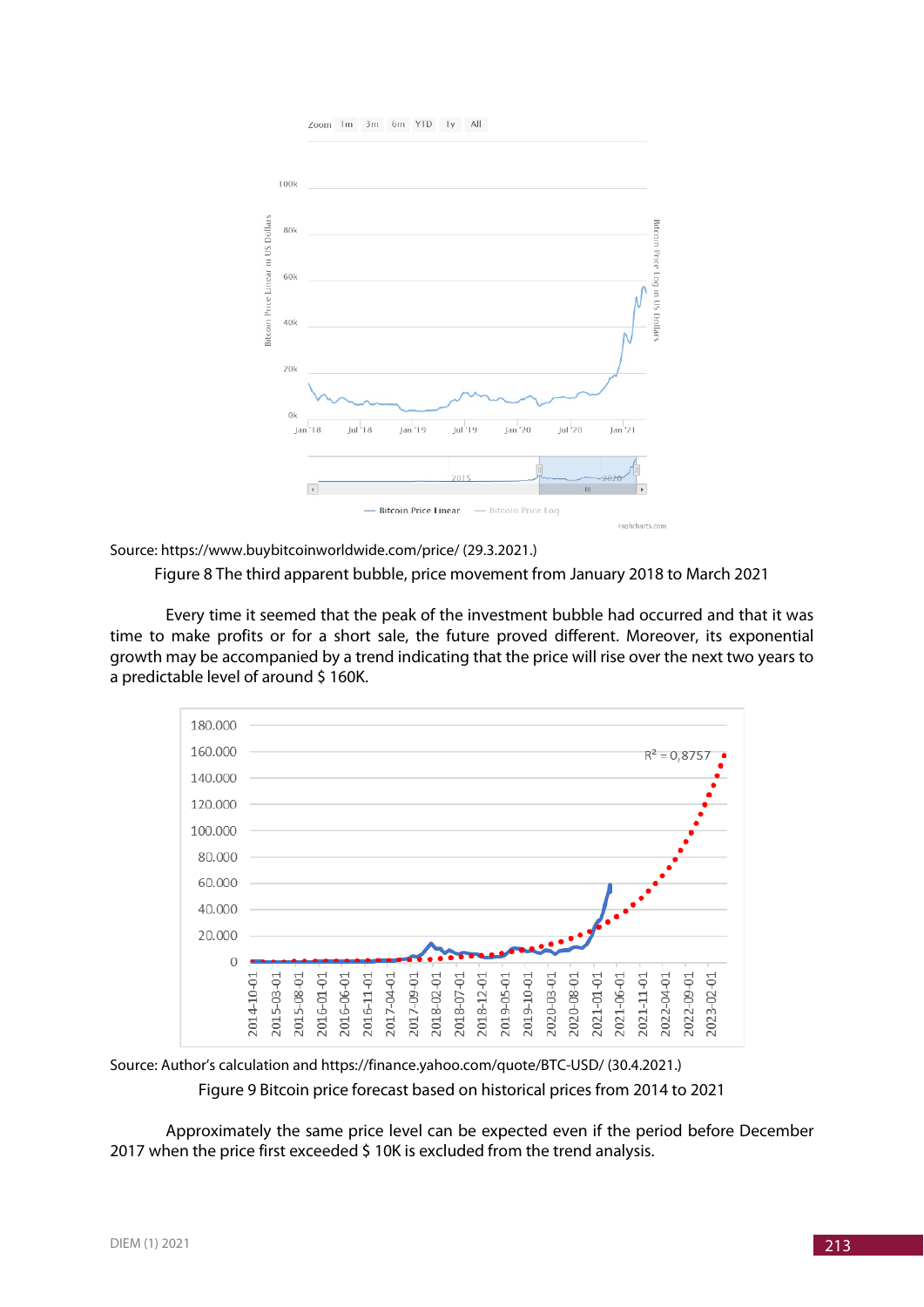Source: https://www.buybitcoinworldwide.com/price/ (29.3.2021.)

Figure 8 The third apparent bubble, price movement from January 2018 to March 2021

Every time it seemed that the peak of the investment bubble had occurred and that it was time to make profits or for a short sale, the future proved different. Moreover, its exponential growth may be accompanied by a trend indicating that the price will rise over the next two years to a predictable level of around $ 160K.

Source: Author's calculation and https://finance.yahoo.com/quote/BTC-USD/ (30.4.2021.)

Figure 9 Bitcoin price forecast based on historical prices from 2014 to 2021

Approximately the same price level can be expected even if the period before December 2017 when the price first exceeded $ 10K is excluded from the trend analysis.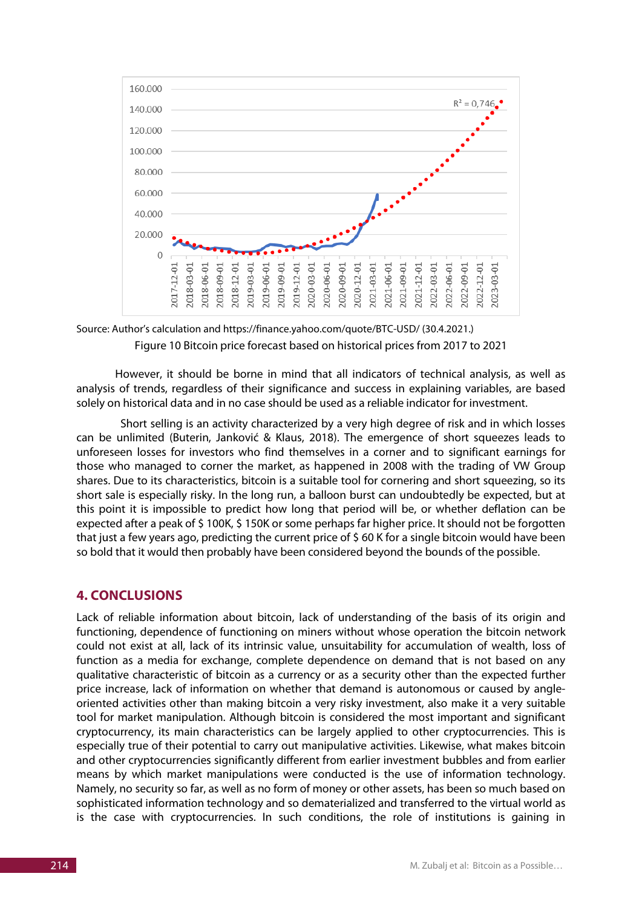Source: Author's calculation and https://finance.yahoo.com/quote/BTC-USD/ (30.4.2021.)

Figure 10 Bitcoin price forecast based on historical prices from 2017 to 2021

However, it should be borne in mind that all indicators of technical analysis, as well as analysis of trends, regardless of their significance and success in explaining variables, are based solely on historical data and in no case should be used as a reliable indicator for investment.

Short selling is an activity characterized by a very high degree of risk and in which losses can be unlimited (Buterin, Janković & Klaus, 2018). The emergence of short squeezes leads to unforeseen losses for investors who find themselves in a corner and to significant earnings for those who managed to corner the market, as happened in 2008 with the trading of VW Group shares. Due to its characteristics, bitcoin is a suitable tool for cornering and short squeezing, so its short sale is especially risky. In the long run, a balloon burst can undoubtedly be expected, but at this point it is impossible to predict how long that period will be, or whether deflation can be expected after a peak of $ 100K, $ 150K or some perhaps far higher price. It should not be forgotten that just a few years ago, predicting the current price of $ 60 K for a single bitcoin would have been so bold that it would then probably have been considered beyond the bounds of the possible.

## 4. CONCLUSIONS

Lack of reliable information about bitcoin, lack of understanding of the basis of its origin and functioning, dependence of functioning on miners without whose operation the bitcoin network could not exist at all, lack of its intrinsic value, unsuitability for accumulation of wealth, loss of function as a media for exchange, complete dependence on demand that is not based on any qualitative characteristic of bitcoin as a currency or as a security other than the expected further price increase, lack of information on whether that demand is autonomous or caused by angle-oriented activities other than making bitcoin a very risky investment, also make it a very suitable tool for market manipulation. Although bitcoin is considered the most important and significant cryptocurrency, its main characteristics can be largely applied to other cryptocurrencies. This is especially true of their potential to carry out manipulative activities. Likewise, what makes bitcoin and other cryptocurrencies significantly different from earlier investment bubbles and from earlier means by which market manipulations were conducted is the use of information technology. Namely, no security so far, as well as no form of money or other assets, has been so much based on sophisticated information technology and so dematerialized and transferred to the virtual world as is the case with cryptocurrencies. In such conditions, the role of institutions is gaining in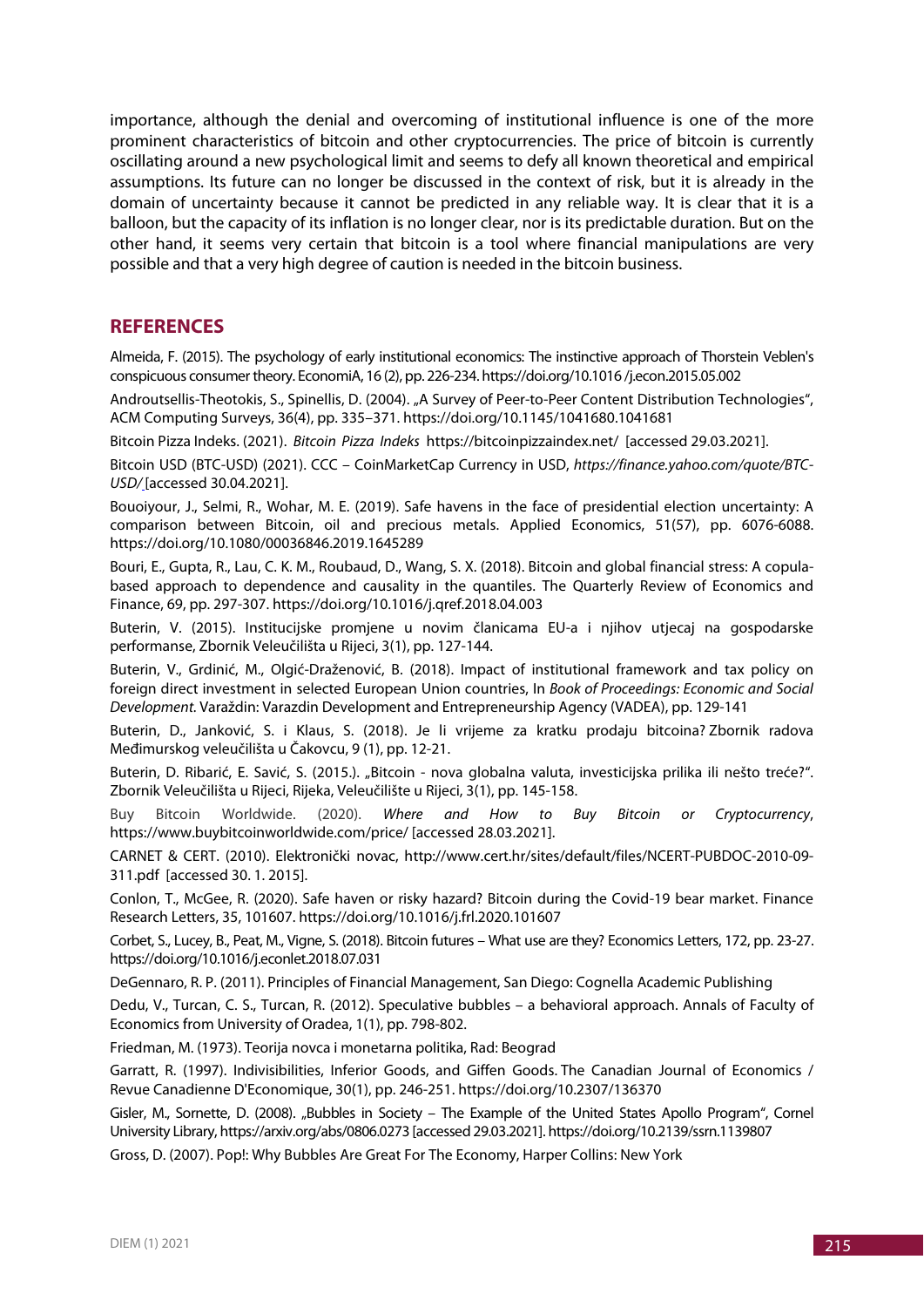importance, although the denial and overcoming of institutional influence is one of the more prominent characteristics of bitcoin and other cryptocurrencies. The price of bitcoin is currently oscillating around a new psychological limit and seems to defy all known theoretical and empirical assumptions. Its future can no longer be discussed in the context of risk, but it is already in the domain of uncertainty because it cannot be predicted in any reliable way. It is clear that it is a balloon, but the capacity of its inflation is no longer clear, nor is its predictable duration. But on the other hand, it seems very certain that bitcoin is a tool where financial manipulations are very possible and that a very high degree of caution is needed in the bitcoin business.

## REFERENCES

Almeida, F. (2015). The psychology of early institutional economics: The instinctive approach of Thorstein Veblen's conspicuous consumer theory. EconomiA, 16 (2), pp. 226-234. https://doi.org/10.1016 /j.econ.2015.05.002

Androutsellis-Theotokis, S., Spinellis, D. (2004). „A Survey of Peer-to-Peer Content Distribution Technologies", ACM Computing Surveys, 36(4), pp. 335–371. https://doi.org/10.1145/1041680.1041681

Bitcoin Pizza Indeks. (2021). *Bitcoin Pizza Indeks* https://bitcoinpizzaindex.net/ [accessed 29.03.2021].

Bitcoin USD (BTC-USD) (2021). CCC – CoinMarketCap Currency in USD, *https://finance.yahoo.com/quote/BTC-USD/* [accessed 30.04.2021].

Bouoiyour, J., Selmi, R., Wohar, M. E. (2019). Safe havens in the face of presidential election uncertainty: A comparison between Bitcoin, oil and precious metals. Applied Economics, 51(57), pp. 6076-6088. https://doi.org/10.1080/00036846.2019.1645289

Bouri, E., Gupta, R., Lau, C. K. M., Roubaud, D., Wang, S. X. (2018). Bitcoin and global financial stress: A copula-based approach to dependence and causality in the quantiles. The Quarterly Review of Economics and Finance, 69, pp. 297-307. https://doi.org/10.1016/j.qref.2018.04.003

Buterin, V. (2015). Institucijske promjene u novim članicama EU-a i njihov utjecaj na gospodarske performanse, Zbornik Veleučilišta u Rijeci, 3(1), pp. 127-144.

Buterin, V., Grdinić, M., Olgić-Draženović, B. (2018). Impact of institutional framework and tax policy on foreign direct investment in selected European Union countries, In *Book of Proceedings: Economic and Social Development.* Varaždin: Varazdin Development and Entrepreneurship Agency (VADEA), pp. 129-141

Buterin, D., Janković, S. i Klaus, S. (2018). Je li vrijeme za kratku prodaju bitcoina? Zbornik radova Međimurskog veleučilišta u Čakovcu, 9 (1), pp. 12-21.

Buterin, D. Ribarić, E. Savić, S. (2015.). „Bitcoin - nova globalna valuta, investicijska prilika ili nešto treće?". Zbornik Veleučilišta u Rijeci, Rijeka, Veleučilište u Rijeci, 3(1), pp. 145-158.

Buy Bitcoin Worldwide. (2020). *Where and How to Buy Bitcoin or Cryptocurrency*, https://www.buybitcoinworldwide.com/price/ [accessed 28.03.2021].

CARNET & CERT. (2010). Elektronički novac, http://www.cert.hr/sites/default/files/NCERT-PUBDOC-2010-09-311.pdf [accessed 30. 1. 2015].

Conlon, T., McGee, R. (2020). Safe haven or risky hazard? Bitcoin during the Covid-19 bear market. Finance Research Letters, 35, 101607. https://doi.org/10.1016/j.frl.2020.101607

Corbet, S., Lucey, B., Peat, M., Vigne, S. (2018). Bitcoin futures – What use are they? Economics Letters, 172, pp. 23-27. https://doi.org/10.1016/j.econlet.2018.07.031

DeGennaro, R. P. (2011). Principles of Financial Management, San Diego: Cognella Academic Publishing

Dedu, V., Turcan, C. S., Turcan, R. (2012). Speculative bubbles – a behavioral approach. Annals of Faculty of Economics from University of Oradea, 1(1), pp. 798-802.

Friedman, M. (1973). Teorija novca i monetarna politika, Rad: Beograd

Garratt, R. (1997). Indivisibilities, Inferior Goods, and Giffen Goods. The Canadian Journal of Economics / Revue Canadienne D'Economique, 30(1), pp. 246-251. https://doi.org/10.2307/136370

Gisler, M., Sornette, D. (2008). „Bubbles in Society – The Example of the United States Apollo Program", Cornel University Library, https://arxiv.org/abs/0806.0273 [accessed 29.03.2021]. https://doi.org/10.2139/ssrn.1139807

Gross, D. (2007). Pop!: Why Bubbles Are Great For The Economy, Harper Collins: New York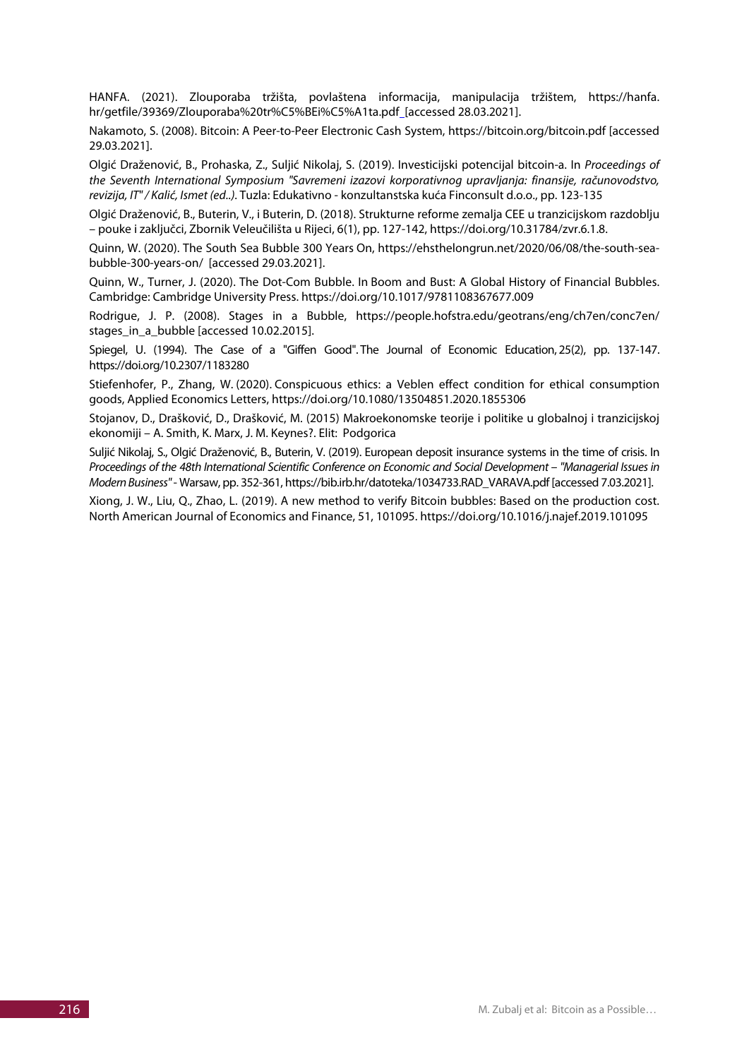HANFA. (2021). Zlouporaba tržišta, povlaštena informacija, manipulacija tržištem, https://hanfa.hr/getfile/39369/Zlouporaba%20tr%C5%BEi%C5%A1ta.pdf [accessed 28.03.2021].

Nakamoto, S. (2008). Bitcoin: A Peer-to-Peer Electronic Cash System, https://bitcoin.org/bitcoin.pdf [accessed 29.03.2021].

Olgić Draženović, B., Prohaska, Z., Suljić Nikolaj, S. (2019). Investicijski potencijal bitcoin-a. In *Proceedings of the Seventh International Symposium "Savremeni izazovi korporativnog upravljanja: finansije, računovodstvo, revizija, IT" / Kalić, Ismet (ed..).* Tuzla: Edukativno - konzultanstska kuća Finconsult d.o.o., pp. 123-135

Olgić Draženović, B., Buterin, V., i Buterin, D. (2018). Strukturne reforme zemalja CEE u tranzicijskom razdoblju – pouke i zaključci, Zbornik Veleučilišta u Rijeci, 6(1), pp. 127-142, https://doi.org/10.31784/zvr.6.1.8.

Quinn, W. (2020). The South Sea Bubble 300 Years On, https://ehsthelongrun.net/2020/06/08/the-south-sea-bubble-300-years-on/ [accessed 29.03.2021].

Quinn, W., Turner, J. (2020). The Dot-Com Bubble. In Boom and Bust: A Global History of Financial Bubbles. Cambridge: Cambridge University Press. https://doi.org/10.1017/9781108367677.009

Rodrigue, J. P. (2008). Stages in a Bubble, https://people.hofstra.edu/geotrans/eng/ch7en/conc7en/stages_in_a_bubble [accessed 10.02.2015].

Spiegel, U. (1994). The Case of a "Giffen Good". The Journal of Economic Education, 25(2), pp. 137-147. https://doi.org/10.2307/1183280

Stiefenhofer, P., Zhang, W. (2020). Conspicuous ethics: a Veblen effect condition for ethical consumption goods, Applied Economics Letters, https://doi.org/10.1080/13504851.2020.1855306

Stojanov, D., Drašković, D., Drašković, M. (2015) Makroekonomske teorije i politike u globalnoj i tranzicijskoj ekonomiji – A. Smith, K. Marx, J. M. Keynes?. Elit: Podgorica

Suljić Nikolaj, S., Olgić Draženović, B., Buterin, V. (2019). European deposit insurance systems in the time of crisis. In *Proceedings of the 48th International Scientific Conference on Economic and Social Development – "Managerial Issues in Modern Business"* - Warsaw, pp. 352-361, https://bib.irb.hr/datoteka/1034733.RAD_VARAVA.pdf [accessed 7.03.2021].

Xiong, J. W., Liu, Q., Zhao, L. (2019). A new method to verify Bitcoin bubbles: Based on the production cost. North American Journal of Economics and Finance, 51, 101095. https://doi.org/10.1016/j.najef.2019.101095